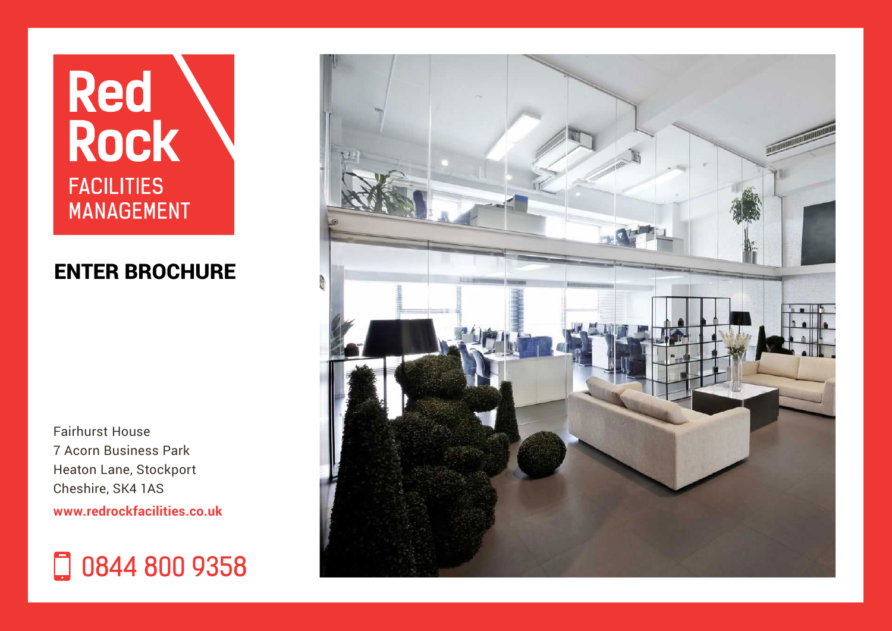# Red Rock

FACILITIES MANAGEMENT

## ENTER BROCHURE

Fairhurst House
7 Acorn Business Park
Heaton Lane, Stockport
Cheshire, SK4 1AS

**www.redrockfacilities.co.uk**

0844 800 9358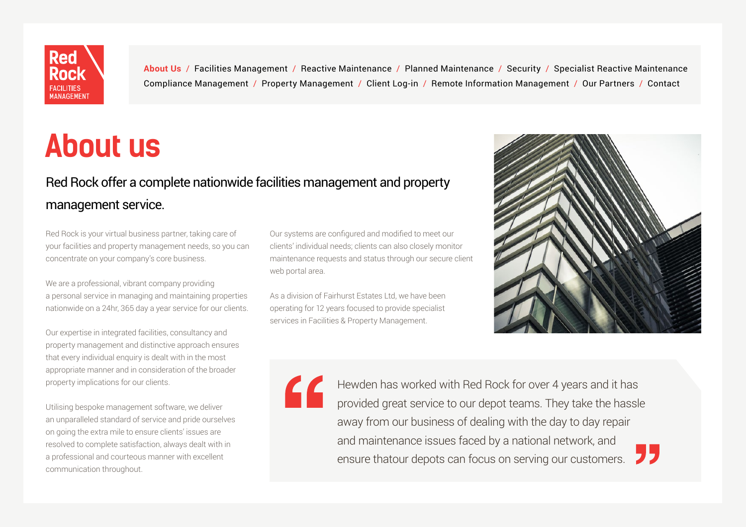Red Rock FACILITIES MANAGEMENT

About Us / Facilities Management / Reactive Maintenance / Planned Maintenance / Security / Specialist Reactive Maintenance / Compliance Management / Property Management / Client Log-in / Remote Information Management / Our Partners / Contact

# About us

## Red Rock offer a complete nationwide facilities management and property management service.

Red Rock is your virtual business partner, taking care of your facilities and property management needs, so you can concentrate on your company's core business.

We are a professional, vibrant company providing a personal service in managing and maintaining properties nationwide on a 24hr, 365 day a year service for our clients.

Our expertise in integrated facilities, consultancy and property management and distinctive approach ensures that every individual enquiry is dealt with in the most appropriate manner and in consideration of the broader property implications for our clients.

Utilising bespoke management software, we deliver an unparalleled standard of service and pride ourselves on going the extra mile to ensure clients' issues are resolved to complete satisfaction, always dealt with in a professional and courteous manner with excellent communication throughout.

Our systems are configured and modified to meet our clients' individual needs; clients can also closely monitor maintenance requests and status through our secure client web portal area.

As a division of Fairhurst Estates Ltd, we have been operating for 12 years focused to provide specialist services in Facilities & Property Management.

> "Hewden has worked with Red Rock for over 4 years and it has provided great service to our depot teams. They take the hassle away from our business of dealing with the day to day repair and maintenance issues faced by a national network, and ensure thatour depots can focus on serving our customers."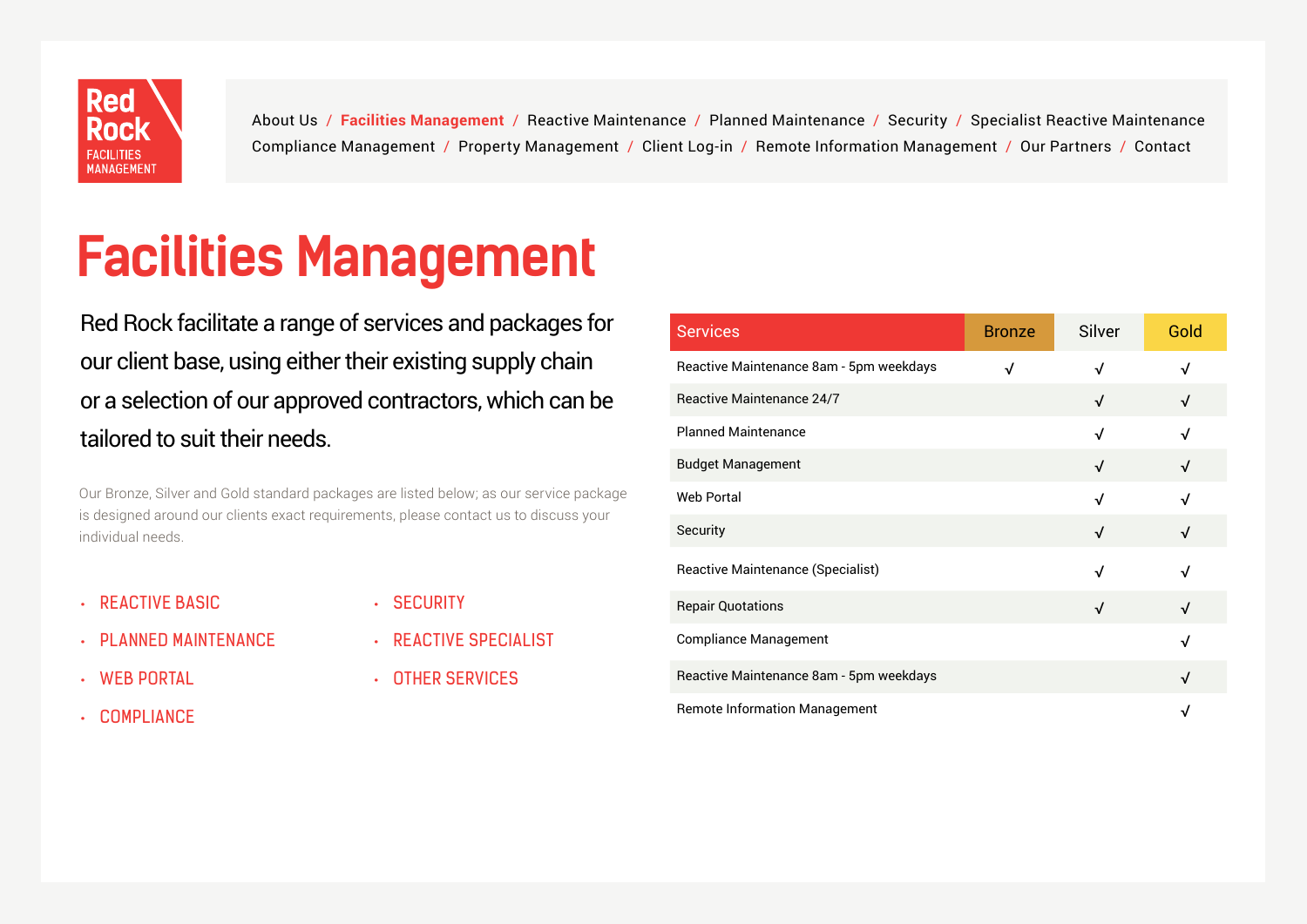Red Rock FACILITIES MANAGEMENT

About Us / **Facilities Management** / Reactive Maintenance / Planned Maintenance / Security / Specialist Reactive Maintenance
Compliance Management / Property Management / Client Log-in / Remote Information Management / Our Partners / Contact

# Facilities Management

Red Rock facilitate a range of services and packages for our client base, using either their existing supply chain or a selection of our approved contractors, which can be tailored to suit their needs.

Our Bronze, Silver and Gold standard packages are listed below; as our service package is designed around our clients exact requirements, please contact us to discuss your individual needs.

- REACTIVE BASIC
- PLANNED MAINTENANCE
- WEB PORTAL
- COMPLIANCE
- SECURITY
- REACTIVE SPECIALIST
- OTHER SERVICES

| Services | Bronze | Silver | Gold |
|---|---|---|---|
| Reactive Maintenance 8am - 5pm weekdays | √ | √ | √ |
| Reactive Maintenance 24/7 | | √ | √ |
| Planned Maintenance | | √ | √ |
| Budget Management | | √ | √ |
| Web Portal | | √ | √ |
| Security | | √ | √ |
| Reactive Maintenance (Specialist) | | √ | √ |
| Repair Quotations | | √ | √ |
| Compliance Management | | | √ |
| Reactive Maintenance 8am - 5pm weekdays | | | √ |
| Remote Information Management | | | √ |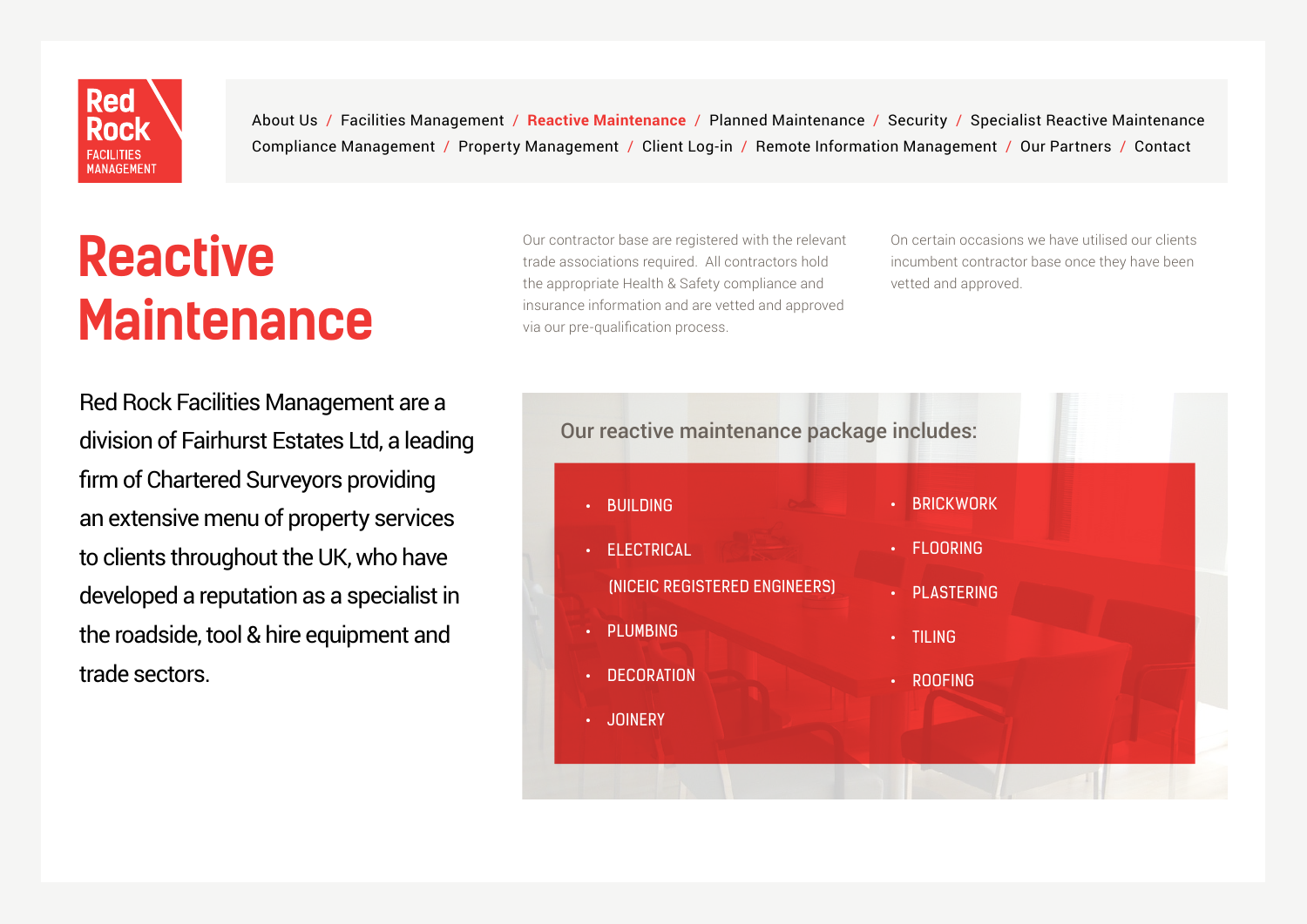Red Rock FACILITIES MANAGEMENT

About Us / Facilities Management / Reactive Maintenance / Planned Maintenance / Security / Specialist Reactive Maintenance Compliance Management / Property Management / Client Log-in / Remote Information Management / Our Partners / Contact

# Reactive Maintenance

Red Rock Facilities Management are a division of Fairhurst Estates Ltd, a leading firm of Chartered Surveyors providing an extensive menu of property services to clients throughout the UK, who have developed a reputation as a specialist in the roadside, tool & hire equipment and trade sectors.

Our contractor base are registered with the relevant trade associations required. All contractors hold the appropriate Health & Safety compliance and insurance information and are vetted and approved via our pre-qualification process.

On certain occasions we have utilised our clients incumbent contractor base once they have been vetted and approved.

## Our reactive maintenance package includes:

- BUILDING
- ELECTRICAL (NICEIC REGISTERED ENGINEERS)
- PLUMBING
- DECORATION
- JOINERY
- BRICKWORK
- FLOORING
- PLASTERING
- TILING
- ROOFING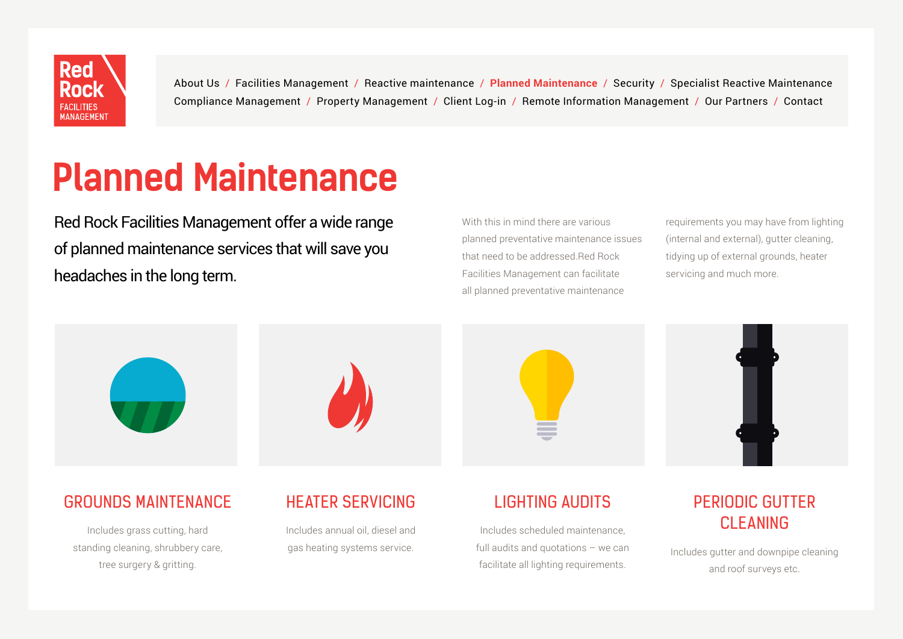Red Rock FACILITIES MANAGEMENT

About Us / Facilities Management / Reactive maintenance / **Planned Maintenance** / Security / Specialist Reactive Maintenance / Compliance Management / Property Management / Client Log-in / Remote Information Management / Our Partners / Contact

# Planned Maintenance

Red Rock Facilities Management offer a wide range of planned maintenance services that will save you headaches in the long term.

With this in mind there are various planned preventative maintenance issues that need to be addressed.Red Rock Facilities Management can facilitate all planned preventative maintenance requirements you may have from lighting (internal and external), gutter cleaning, tidying up of external grounds, heater servicing and much more.

## GROUNDS MAINTENANCE

Includes grass cutting, hard standing cleaning, shrubbery care, tree surgery & gritting.

## HEATER SERVICING

Includes annual oil, diesel and gas heating systems service.

## LIGHTING AUDITS

Includes scheduled maintenance, full audits and quotations – we can facilitate all lighting requirements.

## PERIODIC GUTTER CLEANING

Includes gutter and downpipe cleaning and roof surveys etc.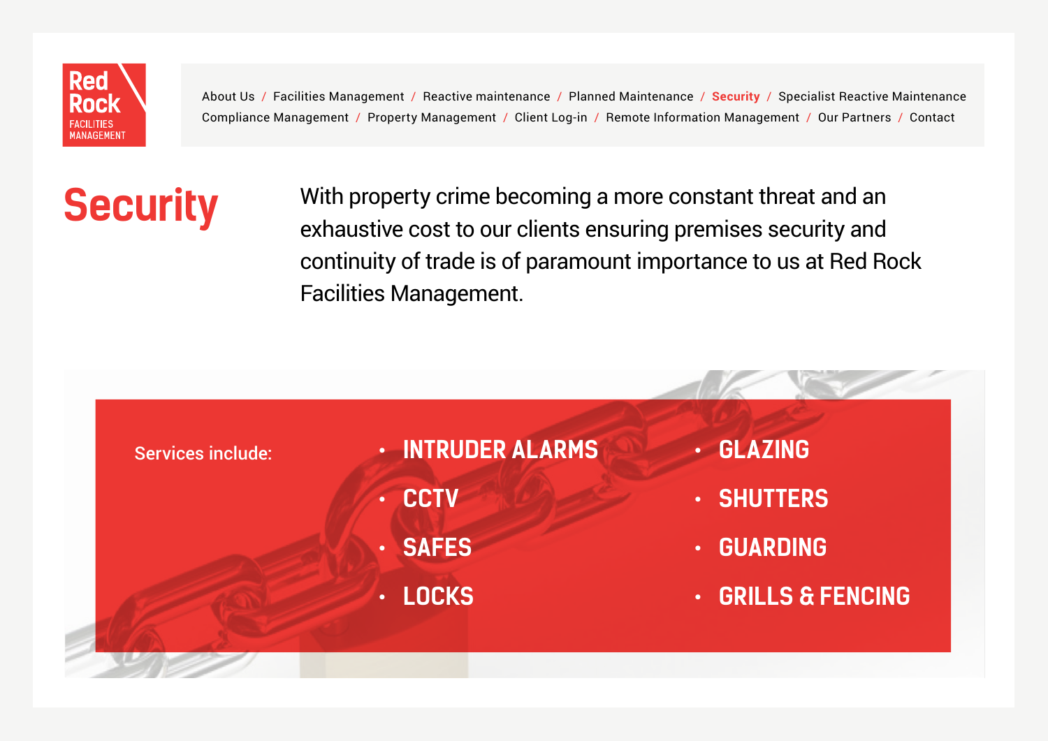Red Rock FACILITIES MANAGEMENT

About Us / Facilities Management / Reactive maintenance / Planned Maintenance / **Security** / Specialist Reactive Maintenance / Compliance Management / Property Management / Client Log-in / Remote Information Management / Our Partners / Contact

# Security

With property crime becoming a more constant threat and an exhaustive cost to our clients ensuring premises security and continuity of trade is of paramount importance to us at Red Rock Facilities Management.

Services include:

- INTRUDER ALARMS
- CCTV
- SAFES
- LOCKS
- GLAZING
- SHUTTERS
- GUARDING
- GRILLS & FENCING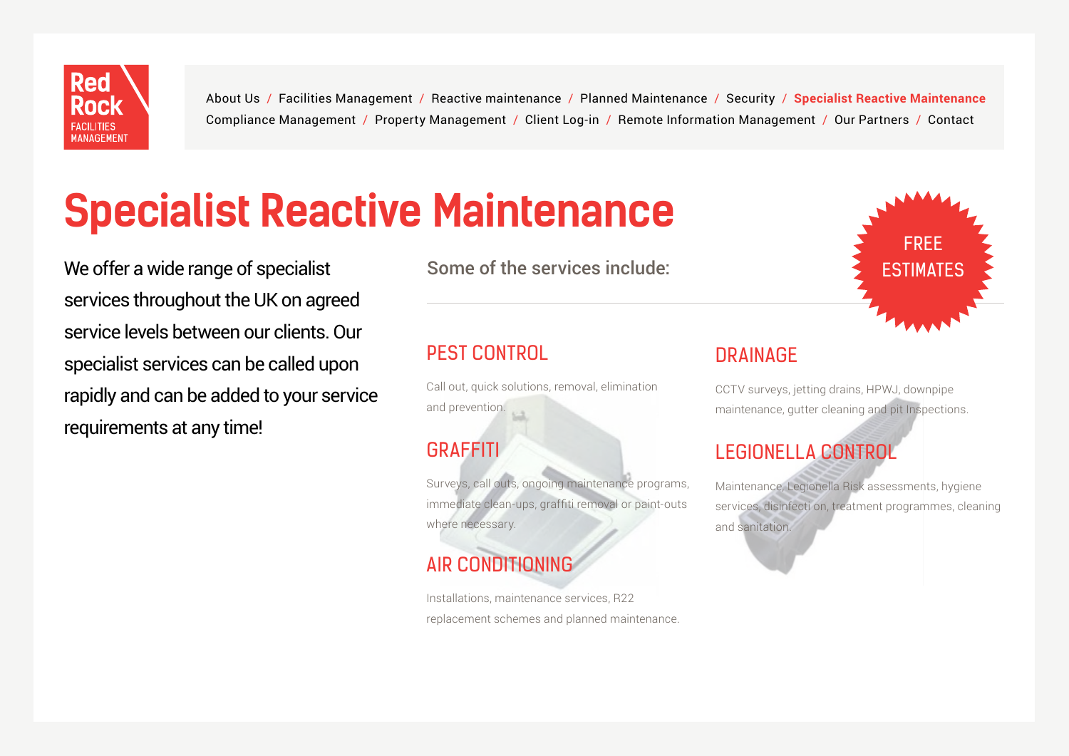Red Rock FACILITIES MANAGEMENT

About Us / Facilities Management / Reactive maintenance / Planned Maintenance / Security / **Specialist Reactive Maintenance**
Compliance Management / Property Management / Client Log-in / Remote Information Management / Our Partners / Contact

# Specialist Reactive Maintenance

We offer a wide range of specialist services throughout the UK on agreed service levels between our clients. Our specialist services can be called upon rapidly and can be added to your service requirements at any time!

Some of the services include:

FREE ESTIMATES

## PEST CONTROL

Call out, quick solutions, removal, elimination and prevention.

## GRAFFITI

Surveys, call outs, ongoing maintenance programs, immediate clean-ups, graffiti removal or paint-outs where necessary.

## AIR CONDITIONING

Installations, maintenance services, R22 replacement schemes and planned maintenance.

## DRAINAGE

CCTV surveys, jetting drains, HPWJ, downpipe maintenance, gutter cleaning and pit Inspections.

## LEGIONELLA CONTROL

Maintenance, Legionella Risk assessments, hygiene services, disinfecti on, treatment programmes, cleaning and sanitation.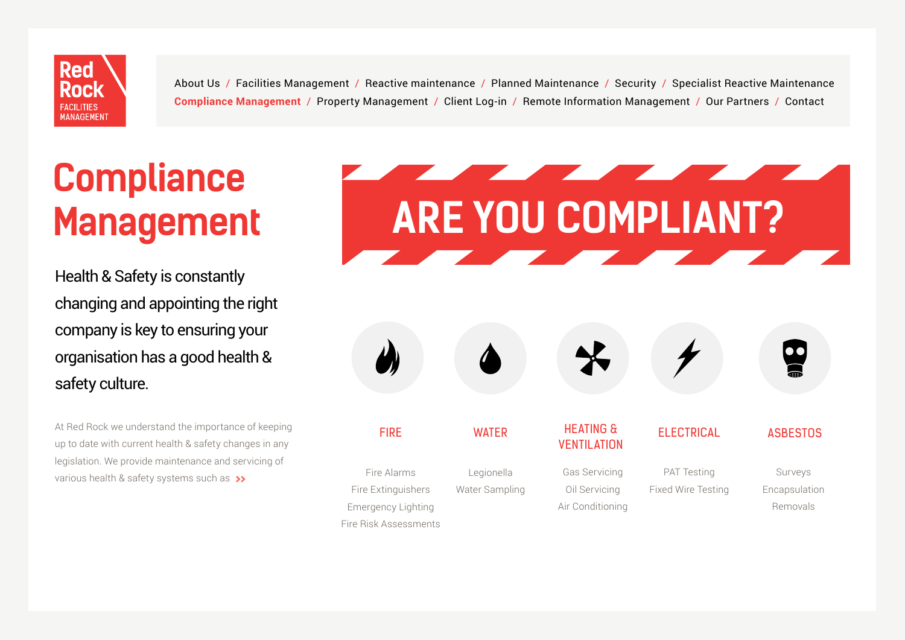Red Rock FACILITIES MANAGEMENT

About Us / Facilities Management / Reactive maintenance / Planned Maintenance / Security / Specialist Reactive Maintenance / **Compliance Management** / Property Management / Client Log-in / Remote Information Management / Our Partners / Contact

# Compliance Management

## ARE YOU COMPLIANT?

Health & Safety is constantly changing and appointing the right company is key to ensuring your organisation has a good health & safety culture.

At Red Rock we understand the importance of keeping up to date with current health & safety changes in any legislation. We provide maintenance and servicing of various health & safety systems such as »

### FIRE

- Fire Alarms
- Fire Extinguishers
- Emergency Lighting
- Fire Risk Assessments

### WATER

- Legionella
- Water Sampling

### HEATING & VENTILATION

- Gas Servicing
- Oil Servicing
- Air Conditioning

### ELECTRICAL

- PAT Testing
- Fixed Wire Testing

### ASBESTOS

- Surveys
- Encapsulation
- Removals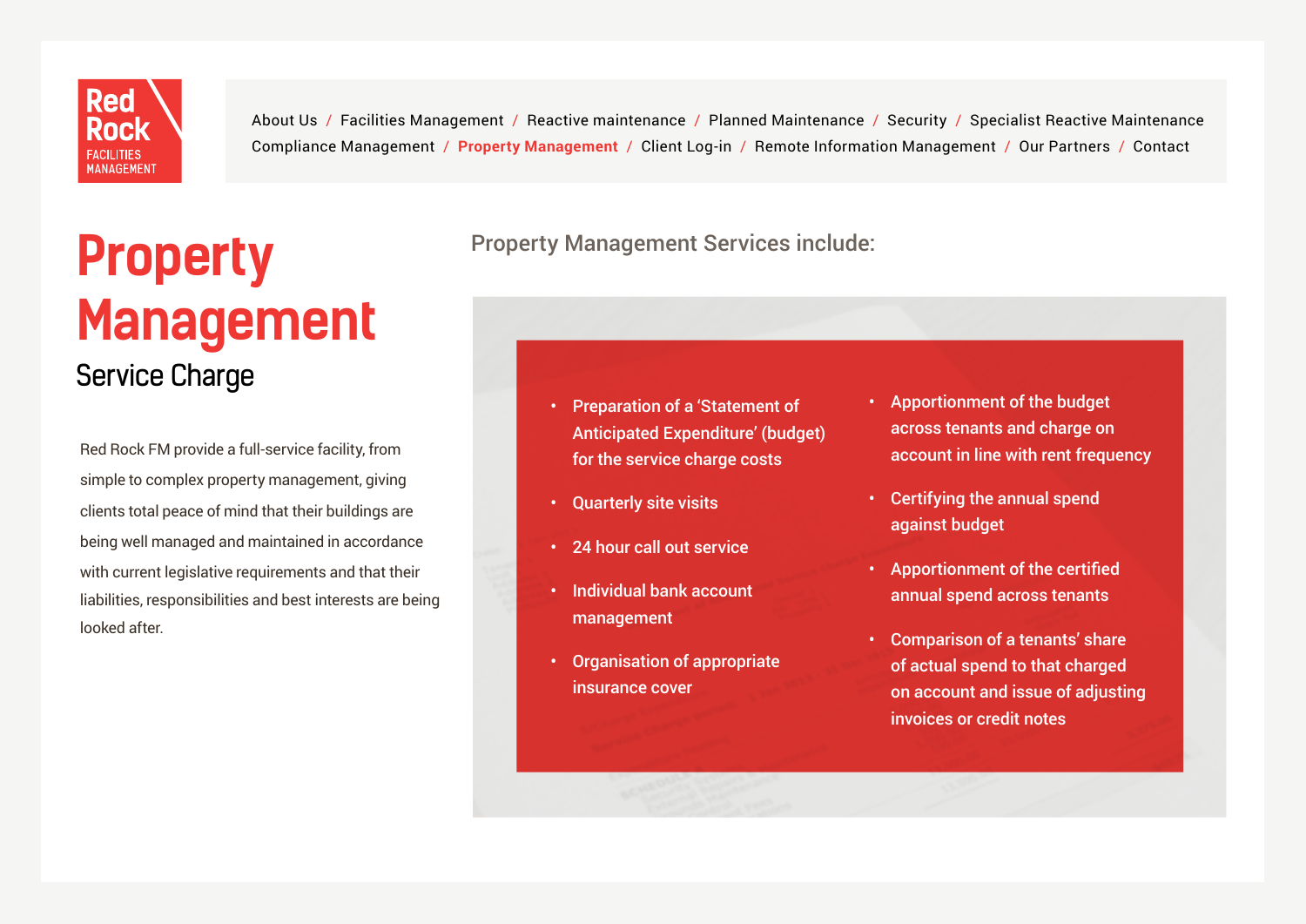Red Rock
FACILITIES MANAGEMENT

About Us / Facilities Management / Reactive maintenance / Planned Maintenance / Security / Specialist Reactive Maintenance
Compliance Management / **Property Management** / Client Log-in / Remote Information Management / Our Partners / Contact

# Property Management

## Service Charge

Red Rock FM provide a full-service facility, from simple to complex property management, giving clients total peace of mind that their buildings are being well managed and maintained in accordance with current legislative requirements and that their liabilities, responsibilities and best interests are being looked after.

### Property Management Services include:

- Preparation of a 'Statement of Anticipated Expenditure' (budget) for the service charge costs
- Quarterly site visits
- 24 hour call out service
- Individual bank account management
- Organisation of appropriate insurance cover
- Apportionment of the budget across tenants and charge on account in line with rent frequency
- Certifying the annual spend against budget
- Apportionment of the certified annual spend across tenants
- Comparison of a tenants' share of actual spend to that charged on account and issue of adjusting invoices or credit notes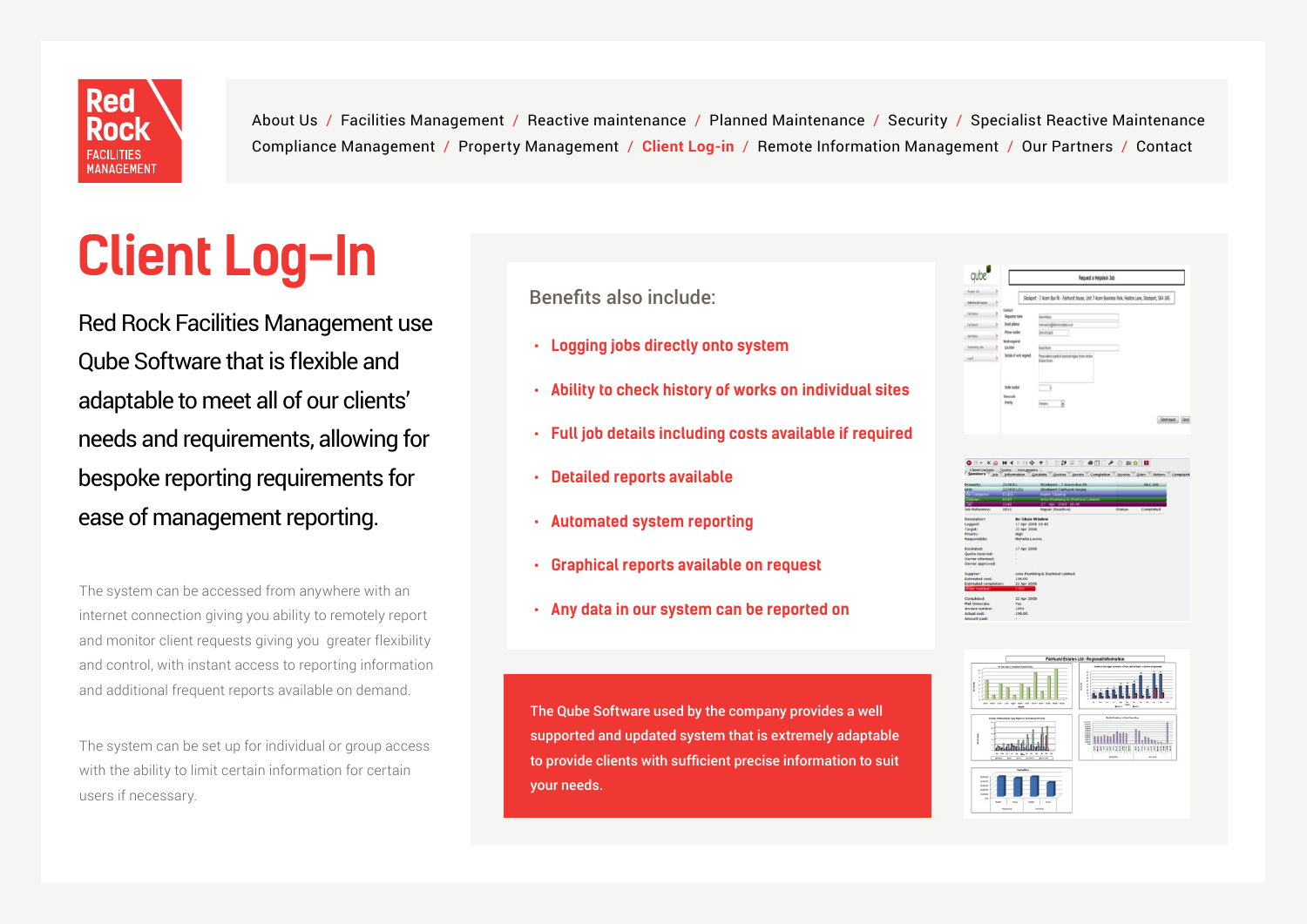Red Rock FACILITIES MANAGEMENT

About Us / Facilities Management / Reactive maintenance / Planned Maintenance / Security / Specialist Reactive Maintenance / Compliance Management / Property Management / Client Log-in / Remote Information Management / Our Partners / Contact

# Client Log-In

Red Rock Facilities Management use Qube Software that is flexible and adaptable to meet all of our clients' needs and requirements, allowing for bespoke reporting requirements for ease of management reporting.

The system can be accessed from anywhere with an internet connection giving you ability to remotely report and monitor client requests giving you greater flexibility and control, with instant access to reporting information and additional frequent reports available on demand.

The system can be set up for individual or group access with the ability to limit certain information for certain users if necessary.

## Benefits also include:

- Logging jobs directly onto system
- Ability to check history of works on individual sites
- Full job details including costs available if required
- Detailed reports available
- Automated system reporting
- Graphical reports available on request
- Any data in our system can be reported on

The Qube Software used by the company provides a well supported and updated system that is extremely adaptable to provide clients with sufficient precise information to suit your needs.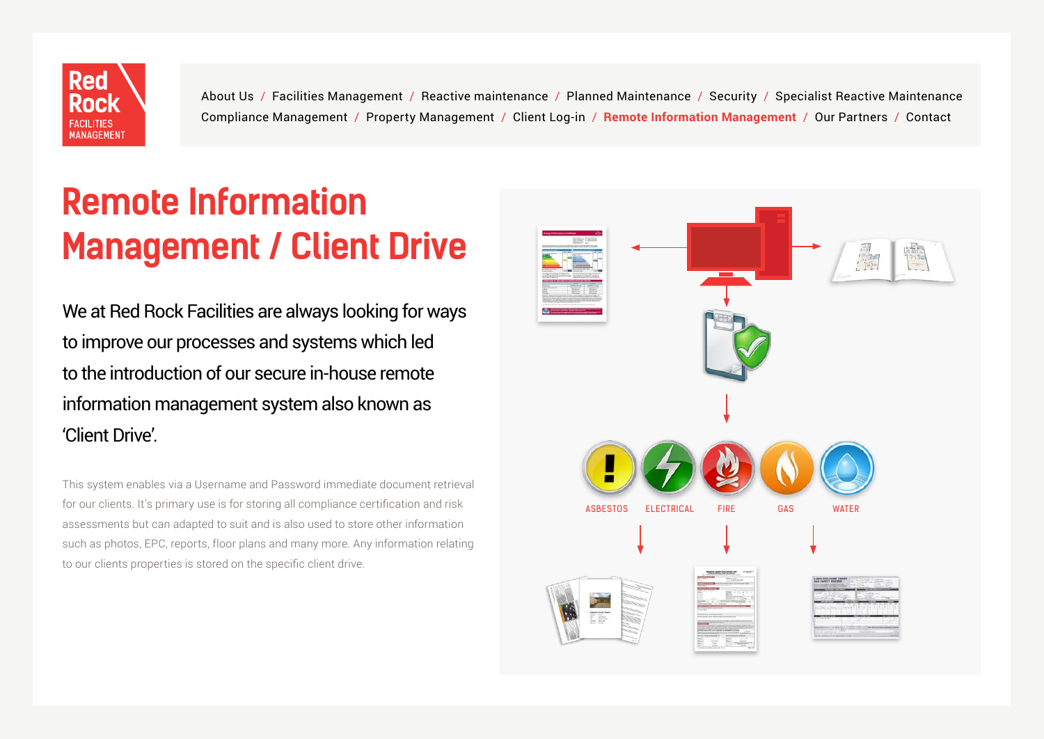Red Rock FACILITIES MANAGEMENT

About Us / Facilities Management / Reactive maintenance / Planned Maintenance / Security / Specialist Reactive Maintenance
Compliance Management / Property Management / Client Log-in / Remote Information Management / Our Partners / Contact

# Remote Information Management / Client Drive

We at Red Rock Facilities are always looking for ways to improve our processes and systems which led to the introduction of our secure in-house remote information management system also known as 'Client Drive'.

This system enables via a Username and Password immediate document retrieval for our clients. It's primary use is for storing all compliance certification and risk assessments but can adapted to suit and is also used to store other information such as photos, EPC, reports, floor plans and many more. Any information relating to our clients properties is stored on the specific client drive.

ASBESTOS ELECTRICAL FIRE GAS WATER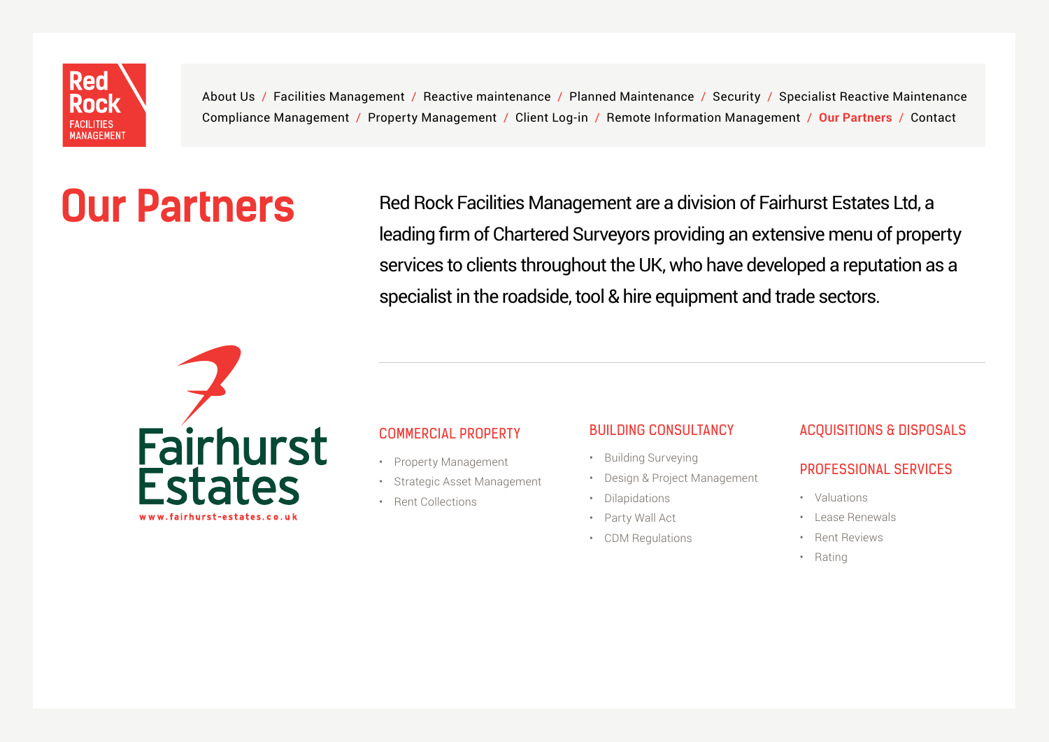Red Rock FACILITIES MANAGEMENT

About Us / Facilities Management / Reactive maintenance / Planned Maintenance / Security / Specialist Reactive Maintenance / Compliance Management / Property Management / Client Log-in / Remote Information Management / **Our Partners** / Contact

# Our Partners

Red Rock Facilities Management are a division of Fairhurst Estates Ltd, a leading firm of Chartered Surveyors providing an extensive menu of property services to clients throughout the UK, who have developed a reputation as a specialist in the roadside, tool & hire equipment and trade sectors.

Fairhurst Estates
www.fairhurst-estates.co.uk

---

## COMMERCIAL PROPERTY

- Property Management
- Strategic Asset Management
- Rent Collections

## BUILDING CONSULTANCY

- Building Surveying
- Design & Project Management
- Dilapidations
- Party Wall Act
- CDM Regulations

## ACQUISITIONS & DISPOSALS

## PROFESSIONAL SERVICES

- Valuations
- Lease Renewals
- Rent Reviews
- Rating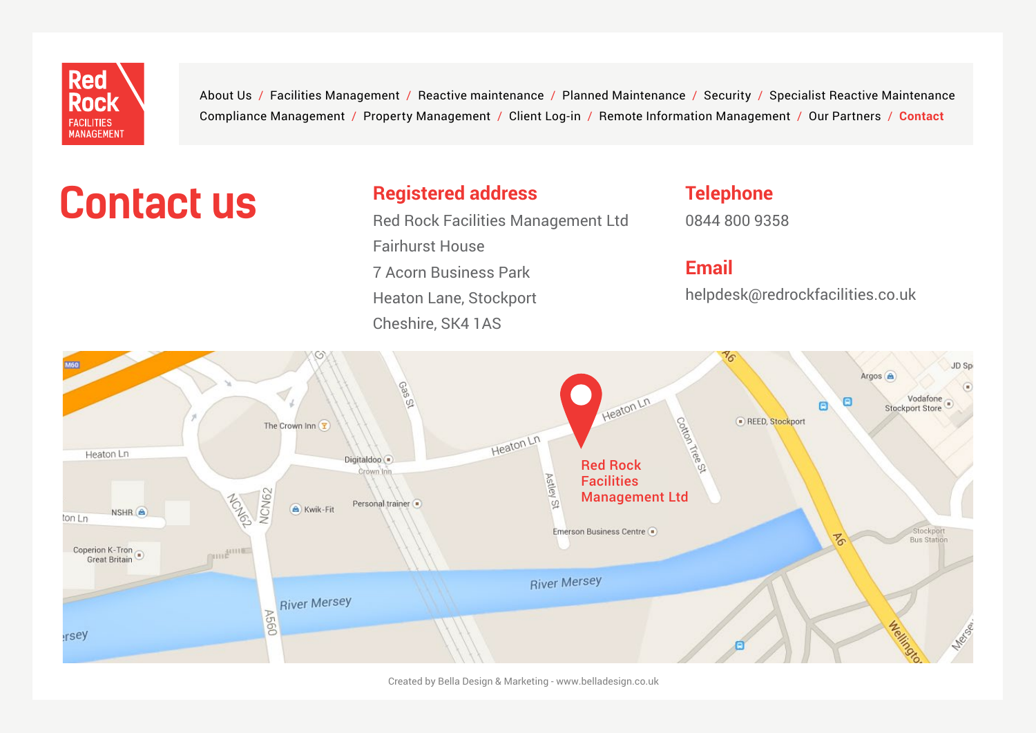Red Rock FACILITIES MANAGEMENT

About Us / Facilities Management / Reactive maintenance / Planned Maintenance / Security / Specialist Reactive Maintenance
Compliance Management / Property Management / Client Log-in / Remote Information Management / Our Partners / Contact

# Contact us

## Registered address

Red Rock Facilities Management Ltd
Fairhurst House
7 Acorn Business Park
Heaton Lane, Stockport
Cheshire, SK4 1AS

## Telephone

0844 800 9358

## Email

helpdesk@redrockfacilities.co.uk

Red Rock Facilities Management Ltd

Created by Bella Design & Marketing - www.belladesign.co.uk